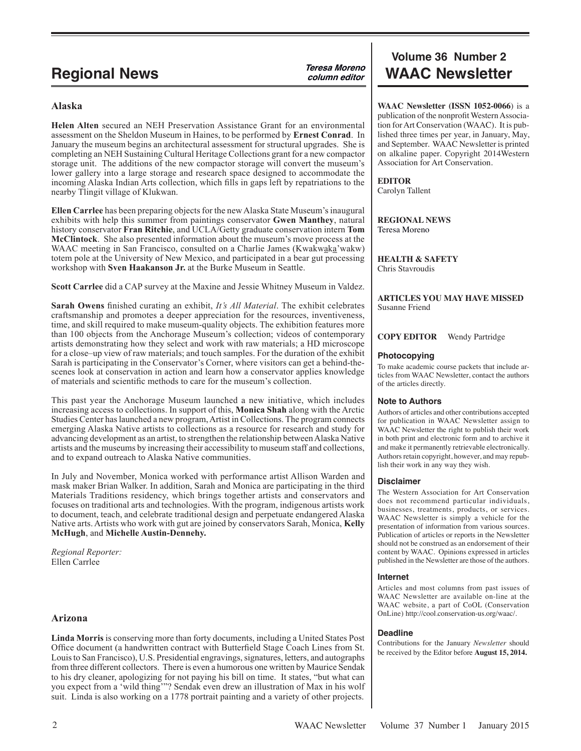# Regional News

***Teresa Moreno***
***column editor***

## Alaska

**Helen Alten** secured an NEH Preservation Assistance Grant for an environmental assessment on the Sheldon Museum in Haines, to be performed by **Ernest Conrad**. In January the museum begins an architectural assessment for structural upgrades. She is completing an NEH Sustaining Cultural Heritage Collections grant for a new compactor storage unit. The additions of the new compactor storage will convert the museum's lower gallery into a large storage and research space designed to accommodate the incoming Alaska Indian Arts collection, which fills in gaps left by repatriations to the nearby Tlingit village of Klukwan.

**Ellen Carrlee** has been preparing objects for the new Alaska State Museum's inaugural exhibits with help this summer from paintings conservator **Gwen Manthey**, natural history conservator **Fran Ritchie**, and UCLA/Getty graduate conservation intern **Tom McClintock**. She also presented information about the museum's move process at the WAAC meeting in San Francisco, consulted on a Charlie James (Kwakwaka'wakw) totem pole at the University of New Mexico, and participated in a bear gut processing workshop with **Sven Haakanson Jr.** at the Burke Museum in Seattle.

**Scott Carrlee** did a CAP survey at the Maxine and Jessie Whitney Museum in Valdez.

**Sarah Owens** finished curating an exhibit, *It's All Material*. The exhibit celebrates craftsmanship and promotes a deeper appreciation for the resources, inventiveness, time, and skill required to make museum-quality objects. The exhibition features more than 100 objects from the Anchorage Museum's collection; videos of contemporary artists demonstrating how they select and work with raw materials; a HD microscope for a close–up view of raw materials; and touch samples. For the duration of the exhibit Sarah is participating in the Conservator's Corner, where visitors can get a behind-the-scenes look at conservation in action and learn how a conservator applies knowledge of materials and scientific methods to care for the museum's collection.

This past year the Anchorage Museum launched a new initiative, which includes increasing access to collections. In support of this, **Monica Shah** along with the Arctic Studies Center has launched a new program, Artist in Collections. The program connects emerging Alaska Native artists to collections as a resource for research and study for advancing development as an artist, to strengthen the relationship between Alaska Native artists and the museums by increasing their accessibility to museum staff and collections, and to expand outreach to Alaska Native communities.

In July and November, Monica worked with performance artist Allison Warden and mask maker Brian Walker. In addition, Sarah and Monica are participating in the third Materials Traditions residency, which brings together artists and conservators and focuses on traditional arts and technologies. With the program, indigenous artists work to document, teach, and celebrate traditional design and perpetuate endangered Alaska Native arts. Artists who work with gut are joined by conservators Sarah, Monica, **Kelly McHugh**, and **Michelle Austin-Dennehy.**

*Regional Reporter:*
Ellen Carrlee

## Arizona

**Linda Morris** is conserving more than forty documents, including a United States Post Office document (a handwritten contract with Butterfield Stage Coach Lines from St. Louis to San Francisco), U.S. Presidential engravings, signatures, letters, and autographs from three different collectors. There is even a humorous one written by Maurice Sendak to his dry cleaner, apologizing for not paying his bill on time. It states, "but what can you expect from a 'wild thing'"? Sendak even drew an illustration of Max in his wolf suit. Linda is also working on a 1778 portrait painting and a variety of other projects.

# Volume 36 Number 2
# WAAC Newsletter

**WAAC Newsletter (ISSN 1052-0066)** is a publication of the nonprofit Western Association for Art Conservation (WAAC). It is published three times per year, in January, May, and September. WAAC Newsletter is printed on alkaline paper. Copyright 2014Western Association for Art Conservation.

**EDITOR**
Carolyn Tallent

**REGIONAL NEWS**
Teresa Moreno

**HEALTH & SAFETY**
Chris Stavroudis

**ARTICLES YOU MAY HAVE MISSED**
Susanne Friend

**COPY EDITOR** Wendy Partridge

### Photocopying

To make academic course packets that include articles from WAAC Newsletter, contact the authors of the articles directly.

### Note to Authors

Authors of articles and other contributions accepted for publication in WAAC Newsletter assign to WAAC Newsletter the right to publish their work in both print and electronic form and to archive it and make it permanently retrievable electronically. Authors retain copyright, however, and may republish their work in any way they wish.

### Disclaimer

The Western Association for Art Conservation does not recommend particular individuals, businesses, treatments, products, or services. WAAC Newsletter is simply a vehicle for the presentation of information from various sources. Publication of articles or reports in the Newsletter should not be construed as an endorsement of their content by WAAC. Opinions expressed in articles published in the Newsletter are those of the authors.

### Internet

Articles and most columns from past issues of WAAC Newsletter are available on-line at the WAAC website, a part of CoOL (Conservation OnLine) http://cool.conservation-us.org/waac/.

### Deadline

Contributions for the January *Newsletter* should be received by the Editor before **August 15, 2014.**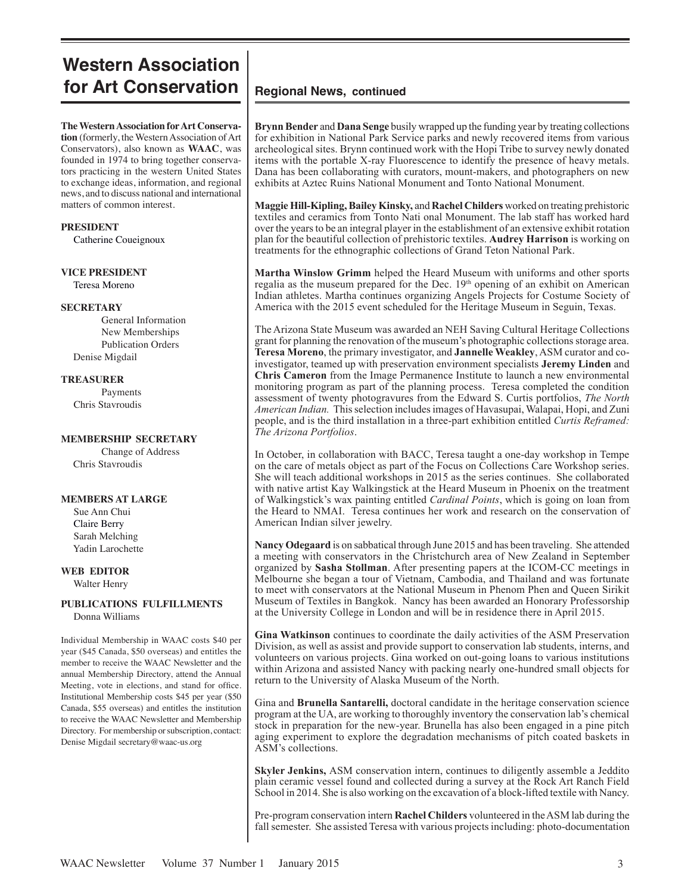# Western Association for Art Conservation

**The Western Association for Art Conservation** (formerly, the Western Association of Art Conservators), also known as **WAAC**, was founded in 1974 to bring together conservators practicing in the western United States to exchange ideas, information, and regional news, and to discuss national and international matters of common interest.

**PRESIDENT**
Catherine Coueignoux

**VICE PRESIDENT**
Teresa Moreno

**SECRETARY**
General Information
New Memberships
Publication Orders
Denise Migdail

**TREASURER**
Payments
Chris Stavroudis

**MEMBERSHIP SECRETARY**
Change of Address
Chris Stavroudis

**MEMBERS AT LARGE**
Sue Ann Chui
Claire Berry
Sarah Melching
Yadin Larochette

**WEB EDITOR**
Walter Henry

**PUBLICATIONS FULFILLMENTS**
Donna Williams

Individual Membership in WAAC costs $40 per year ($45 Canada, $50 overseas) and entitles the member to receive the WAAC Newsletter and the annual Membership Directory, attend the Annual Meeting, vote in elections, and stand for office. Institutional Membership costs $45 per year ($50 Canada, $55 overseas) and entitles the institution to receive the WAAC Newsletter and Membership Directory. For membership or subscription, contact: Denise Migdail secretary@waac-us.org

## Regional News, continued

**Brynn Bender** and **Dana Senge** busily wrapped up the funding year by treating collections for exhibition in National Park Service parks and newly recovered items from various archeological sites. Brynn continued work with the Hopi Tribe to survey newly donated items with the portable X-ray Fluorescence to identify the presence of heavy metals. Dana has been collaborating with curators, mount-makers, and photographers on new exhibits at Aztec Ruins National Monument and Tonto National Monument.

**Maggie Hill-Kipling, Bailey Kinsky,** and **Rachel Childers** worked on treating prehistoric textiles and ceramics from Tonto Nati onal Monument. The lab staff has worked hard over the years to be an integral player in the establishment of an extensive exhibit rotation plan for the beautiful collection of prehistoric textiles. **Audrey Harrison** is working on treatments for the ethnographic collections of Grand Teton National Park.

**Martha Winslow Grimm** helped the Heard Museum with uniforms and other sports regalia as the museum prepared for the Dec. 19th opening of an exhibit on American Indian athletes. Martha continues organizing Angels Projects for Costume Society of America with the 2015 event scheduled for the Heritage Museum in Seguin, Texas.

The Arizona State Museum was awarded an NEH Saving Cultural Heritage Collections grant for planning the renovation of the museum's photographic collections storage area. **Teresa Moreno**, the primary investigator, and **Jannelle Weakley**, ASM curator and co-investigator, teamed up with preservation environment specialists **Jeremy Linden** and **Chris Cameron** from the Image Permanence Institute to launch a new environmental monitoring program as part of the planning process. Teresa completed the condition assessment of twenty photogravures from the Edward S. Curtis portfolios, *The North American Indian.* This selection includes images of Havasupai, Walapai, Hopi, and Zuni people, and is the third installation in a three-part exhibition entitled *Curtis Reframed: The Arizona Portfolios*.

In October, in collaboration with BACC, Teresa taught a one-day workshop in Tempe on the care of metals object as part of the Focus on Collections Care Workshop series. She will teach additional workshops in 2015 as the series continues. She collaborated with native artist Kay Walkingstick at the Heard Museum in Phoenix on the treatment of Walkingstick's wax painting entitled *Cardinal Points*, which is going on loan from the Heard to NMAI. Teresa continues her work and research on the conservation of American Indian silver jewelry.

**Nancy Odegaard** is on sabbatical through June 2015 and has been traveling. She attended a meeting with conservators in the Christchurch area of New Zealand in September organized by **Sasha Stollman**. After presenting papers at the ICOM-CC meetings in Melbourne she began a tour of Vietnam, Cambodia, and Thailand and was fortunate to meet with conservators at the National Museum in Phenom Phen and Queen Sirikit Museum of Textiles in Bangkok. Nancy has been awarded an Honorary Professorship at the University College in London and will be in residence there in April 2015.

**Gina Watkinson** continues to coordinate the daily activities of the ASM Preservation Division, as well as assist and provide support to conservation lab students, interns, and volunteers on various projects. Gina worked on out-going loans to various institutions within Arizona and assisted Nancy with packing nearly one-hundred small objects for return to the University of Alaska Museum of the North.

Gina and **Brunella Santarelli,** doctoral candidate in the heritage conservation science program at the UA, are working to thoroughly inventory the conservation lab's chemical stock in preparation for the new-year. Brunella has also been engaged in a pine pitch aging experiment to explore the degradation mechanisms of pitch coated baskets in ASM's collections.

**Skyler Jenkins,** ASM conservation intern, continues to diligently assemble a Jeddito plain ceramic vessel found and collected during a survey at the Rock Art Ranch Field School in 2014. She is also working on the excavation of a block-lifted textile with Nancy.

Pre-program conservation intern **Rachel Childers** volunteered in the ASM lab during the fall semester. She assisted Teresa with various projects including: photo-documentation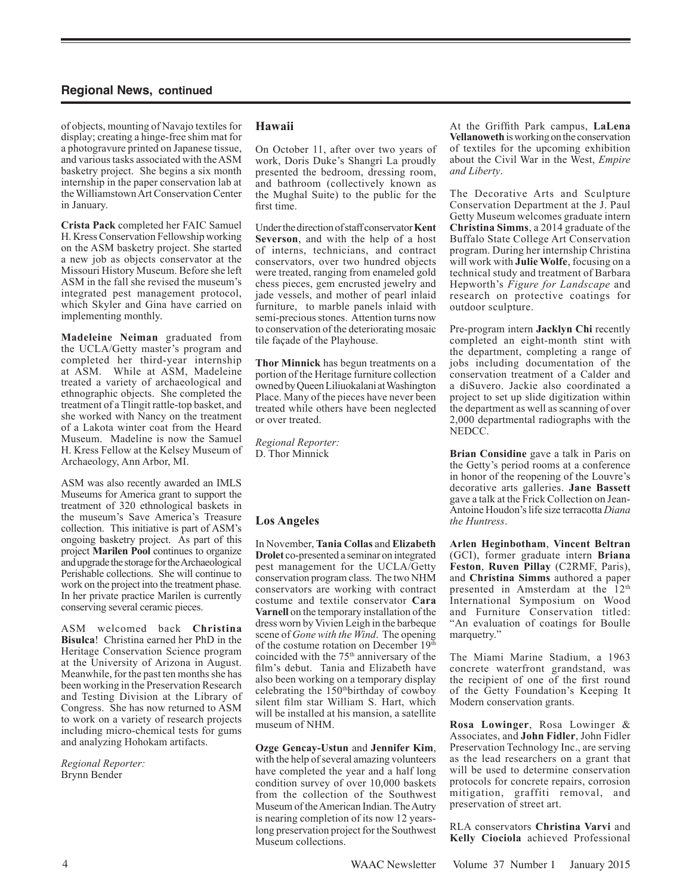## Regional News, continued

of objects, mounting of Navajo textiles for display; creating a hinge-free shim mat for a photogravure printed on Japanese tissue, and various tasks associated with the ASM basketry project. She begins a six month internship in the paper conservation lab at the Williamstown Art Conservation Center in January.

**Crista Pack** completed her FAIC Samuel H. Kress Conservation Fellowship working on the ASM basketry project. She started a new job as objects conservator at the Missouri History Museum. Before she left ASM in the fall she revised the museum's integrated pest management protocol, which Skyler and Gina have carried on implementing monthly.

**Madeleine Neiman** graduated from the UCLA/Getty master's program and completed her third-year internship at ASM. While at ASM, Madeleine treated a variety of archaeological and ethnographic objects. She completed the treatment of a Tlingit rattle-top basket, and she worked with Nancy on the treatment of a Lakota winter coat from the Heard Museum. Madeline is now the Samuel H. Kress Fellow at the Kelsey Museum of Archaeology, Ann Arbor, MI.

ASM was also recently awarded an IMLS Museums for America grant to support the treatment of 320 ethnological baskets in the museum's Save America's Treasure collection. This initiative is part of ASM's ongoing basketry project. As part of this project **Marilen Pool** continues to organize and upgrade the storage for the Archaeological Perishable collections. She will continue to work on the project into the treatment phase. In her private practice Marilen is currently conserving several ceramic pieces.

ASM welcomed back **Christina Bisulca**! Christina earned her PhD in the Heritage Conservation Science program at the University of Arizona in August. Meanwhile, for the past ten months she has been working in the Preservation Research and Testing Division at the Library of Congress. She has now returned to ASM to work on a variety of research projects including micro-chemical tests for gums and analyzing Hohokam artifacts.

*Regional Reporter:*
Brynn Bender

### Hawaii

On October 11, after over two years of work, Doris Duke's Shangri La proudly presented the bedroom, dressing room, and bathroom (collectively known as the Mughal Suite) to the public for the first time.

Under the direction of staff conservator **Kent Severson**, and with the help of a host of interns, technicians, and contract conservators, over two hundred objects were treated, ranging from enameled gold chess pieces, gem encrusted jewelry and jade vessels, and mother of pearl inlaid furniture, to marble panels inlaid with semi-precious stones. Attention turns now to conservation of the deteriorating mosaic tile façade of the Playhouse.

**Thor Minnick** has begun treatments on a portion of the Heritage furniture collection owned by Queen Liliuokalani at Washington Place. Many of the pieces have never been treated while others have been neglected or over treated.

*Regional Reporter:*
D. Thor Minnick

### Los Angeles

In November, **Tania Collas** and **Elizabeth Drolet** co-presented a seminar on integrated pest management for the UCLA/Getty conservation program class. The two NHM conservators are working with contract costume and textile conservator **Cara Varnell** on the temporary installation of the dress worn by Vivien Leigh in the barbeque scene of *Gone with the Wind*. The opening of the costume rotation on December 19th coincided with the 75th anniversary of the film's debut. Tania and Elizabeth have also been working on a temporary display celebrating the 150th birthday of cowboy silent film star William S. Hart, which will be installed at his mansion, a satellite museum of NHM.

**Ozge Gencay-Ustun** and **Jennifer Kim**, with the help of several amazing volunteers have completed the year and a half long condition survey of over 10,000 baskets from the collection of the Southwest Museum of the American Indian. The Autry is nearing completion of its now 12 years-long preservation project for the Southwest Museum collections.

At the Griffith Park campus, **LaLena Vellanoweth** is working on the conservation of textiles for the upcoming exhibition about the Civil War in the West, *Empire and Liberty*.

The Decorative Arts and Sculpture Conservation Department at the J. Paul Getty Museum welcomes graduate intern **Christina Simms**, a 2014 graduate of the Buffalo State College Art Conservation program. During her internship Christina will work with **Julie Wolfe**, focusing on a technical study and treatment of Barbara Hepworth's *Figure for Landscape* and research on protective coatings for outdoor sculpture.

Pre-program intern **Jacklyn Chi** recently completed an eight-month stint with the department, completing a range of jobs including documentation of the conservation treatment of a Calder and a diSuvero. Jackie also coordinated a project to set up slide digitization within the department as well as scanning of over 2,000 departmental radiographs with the NEDCC.

**Brian Considine** gave a talk in Paris on the Getty's period rooms at a conference in honor of the reopening of the Louvre's decorative arts galleries. **Jane Bassett** gave a talk at the Frick Collection on Jean-Antoine Houdon's life size terracotta *Diana the Huntress*.

**Arlen Heginbotham**, **Vincent Beltran** (GCI), former graduate intern **Briana Feston**, **Ruven Pillay** (C2RMF, Paris), and **Christina Simms** authored a paper presented in Amsterdam at the 12th International Symposium on Wood and Furniture Conservation titled: "An evaluation of coatings for Boulle marquetry."

The Miami Marine Stadium, a 1963 concrete waterfront grandstand, was the recipient of one of the first round of the Getty Foundation's Keeping It Modern conservation grants.

**Rosa Lowinger**, Rosa Lowinger & Associates, and **John Fidler**, John Fidler Preservation Technology Inc., are serving as the lead researchers on a grant that will be used to determine conservation protocols for concrete repairs, corrosion mitigation, graffiti removal, and preservation of street art.

RLA conservators **Christina Varvi** and **Kelly Ciociola** achieved Professional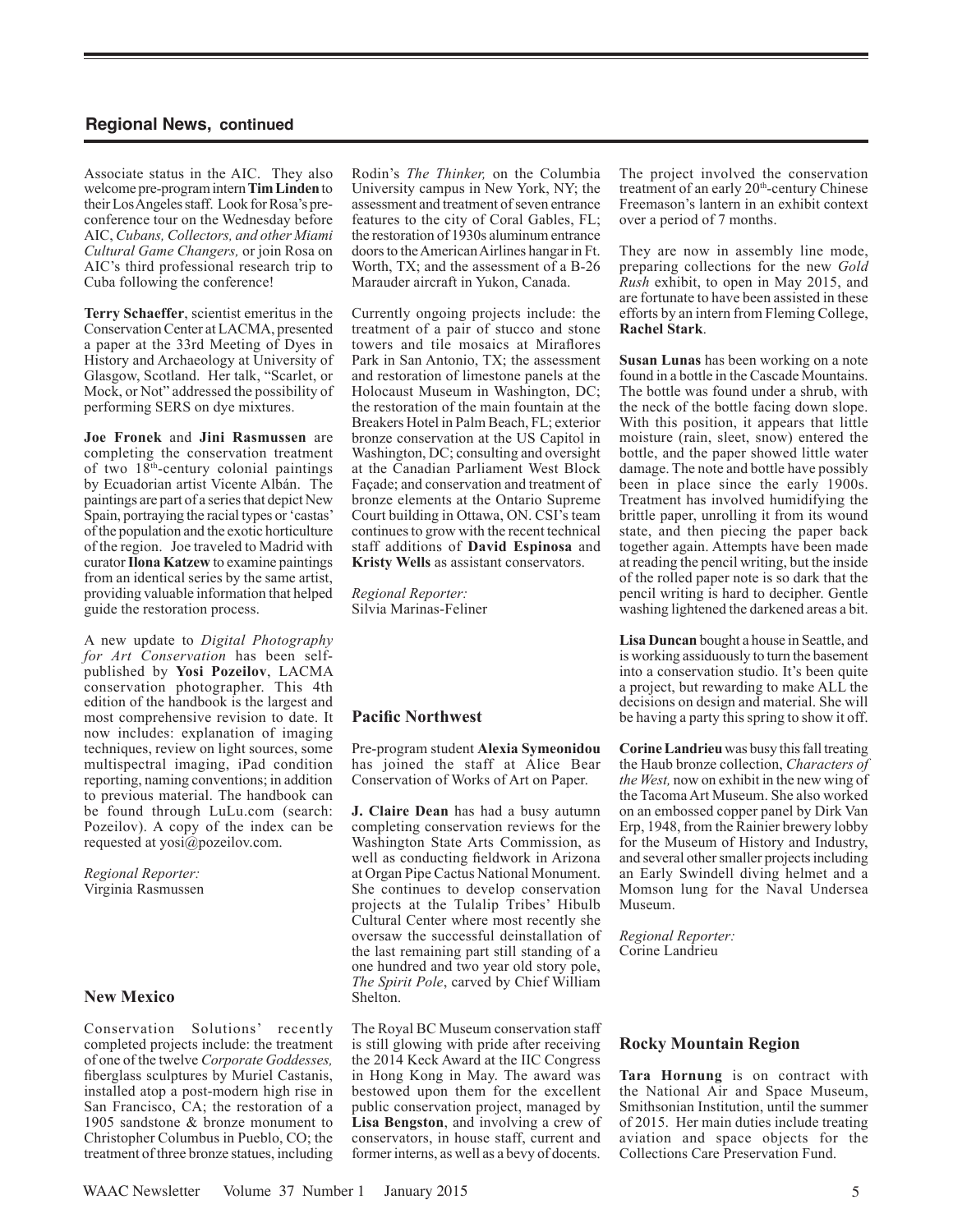## Regional News, continued

Associate status in the AIC. They also welcome pre-program intern **Tim Linden** to their Los Angeles staff. Look for Rosa's pre-conference tour on the Wednesday before AIC, *Cubans, Collectors, and other Miami Cultural Game Changers,* or join Rosa on AIC's third professional research trip to Cuba following the conference!

**Terry Schaeffer**, scientist emeritus in the Conservation Center at LACMA, presented a paper at the 33rd Meeting of Dyes in History and Archaeology at University of Glasgow, Scotland. Her talk, "Scarlet, or Mock, or Not" addressed the possibility of performing SERS on dye mixtures.

**Joe Fronek** and **Jini Rasmussen** are completing the conservation treatment of two 18th-century colonial paintings by Ecuadorian artist Vicente Albán. The paintings are part of a series that depict New Spain, portraying the racial types or 'castas' of the population and the exotic horticulture of the region. Joe traveled to Madrid with curator **Ilona Katzew** to examine paintings from an identical series by the same artist, providing valuable information that helped guide the restoration process.

A new update to *Digital Photography for Art Conservation* has been self-published by **Yosi Pozeilov**, LACMA conservation photographer. This 4th edition of the handbook is the largest and most comprehensive revision to date. It now includes: explanation of imaging techniques, review on light sources, some multispectral imaging, iPad condition reporting, naming conventions; in addition to previous material. The handbook can be found through LuLu.com (search: Pozeilov). A copy of the index can be requested at yosi@pozeilov.com.

*Regional Reporter:*
Virginia Rasmussen

### New Mexico

Conservation Solutions' recently completed projects include: the treatment of one of the twelve *Corporate Goddesses,* fiberglass sculptures by Muriel Castanis, installed atop a post-modern high rise in San Francisco, CA; the restoration of a 1905 sandstone & bronze monument to Christopher Columbus in Pueblo, CO; the treatment of three bronze statues, including Rodin's *The Thinker,* on the Columbia University campus in New York, NY; the assessment and treatment of seven entrance features to the city of Coral Gables, FL; the restoration of 1930s aluminum entrance doors to the American Airlines hangar in Ft. Worth, TX; and the assessment of a B-26 Marauder aircraft in Yukon, Canada.

Currently ongoing projects include: the treatment of a pair of stucco and stone towers and tile mosaics at Miraflores Park in San Antonio, TX; the assessment and restoration of limestone panels at the Holocaust Museum in Washington, DC; the restoration of the main fountain at the Breakers Hotel in Palm Beach, FL; exterior bronze conservation at the US Capitol in Washington, DC; consulting and oversight at the Canadian Parliament West Block Façade; and conservation and treatment of bronze elements at the Ontario Supreme Court building in Ottawa, ON. CSI's team continues to grow with the recent technical staff additions of **David Espinosa** and **Kristy Wells** as assistant conservators.

*Regional Reporter:*
Silvia Marinas-Feliner

### Pacific Northwest

Pre-program student **Alexia Symeonidou** has joined the staff at Alice Bear Conservation of Works of Art on Paper.

**J. Claire Dean** has had a busy autumn completing conservation reviews for the Washington State Arts Commission, as well as conducting fieldwork in Arizona at Organ Pipe Cactus National Monument. She continues to develop conservation projects at the Tulalip Tribes' Hibulb Cultural Center where most recently she oversaw the successful deinstallation of the last remaining part still standing of a one hundred and two year old story pole, *The Spirit Pole*, carved by Chief William Shelton.

The Royal BC Museum conservation staff is still glowing with pride after receiving the 2014 Keck Award at the IIC Congress in Hong Kong in May. The award was bestowed upon them for the excellent public conservation project, managed by **Lisa Bengston**, and involving a crew of conservators, in house staff, current and former interns, as well as a bevy of docents. The project involved the conservation treatment of an early 20th-century Chinese Freemason's lantern in an exhibit context over a period of 7 months.

They are now in assembly line mode, preparing collections for the new *Gold Rush* exhibit, to open in May 2015, and are fortunate to have been assisted in these efforts by an intern from Fleming College, **Rachel Stark**.

**Susan Lunas** has been working on a note found in a bottle in the Cascade Mountains. The bottle was found under a shrub, with the neck of the bottle facing down slope. With this position, it appears that little moisture (rain, sleet, snow) entered the bottle, and the paper showed little water damage. The note and bottle have possibly been in place since the early 1900s. Treatment has involved humidifying the brittle paper, unrolling it from its wound state, and then piecing the paper back together again. Attempts have been made at reading the pencil writing, but the inside of the rolled paper note is so dark that the pencil writing is hard to decipher. Gentle washing lightened the darkened areas a bit.

**Lisa Duncan** bought a house in Seattle, and is working assiduously to turn the basement into a conservation studio. It's been quite a project, but rewarding to make ALL the decisions on design and material. She will be having a party this spring to show it off.

**Corine Landrieu** was busy this fall treating the Haub bronze collection, *Characters of the West,* now on exhibit in the new wing of the Tacoma Art Museum. She also worked on an embossed copper panel by Dirk Van Erp, 1948, from the Rainier brewery lobby for the Museum of History and Industry, and several other smaller projects including an Early Swindell diving helmet and a Momson lung for the Naval Undersea Museum.

*Regional Reporter:*
Corine Landrieu

### Rocky Mountain Region

**Tara Hornung** is on contract with the National Air and Space Museum, Smithsonian Institution, until the summer of 2015. Her main duties include treating aviation and space objects for the Collections Care Preservation Fund.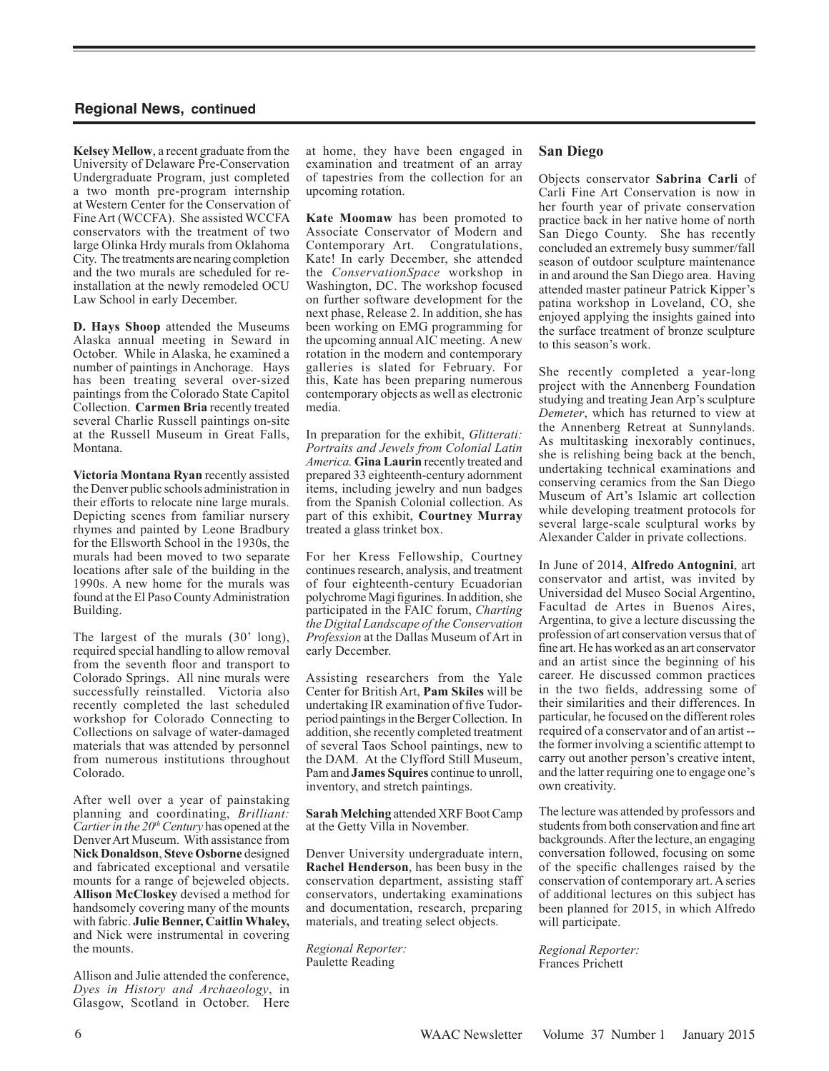## Regional News, continued

**Kelsey Mellow**, a recent graduate from the University of Delaware Pre-Conservation Undergraduate Program, just completed a two month pre-program internship at Western Center for the Conservation of Fine Art (WCCFA). She assisted WCCFA conservators with the treatment of two large Olinka Hrdy murals from Oklahoma City. The treatments are nearing completion and the two murals are scheduled for re-installation at the newly remodeled OCU Law School in early December.

**D. Hays Shoop** attended the Museums Alaska annual meeting in Seward in October. While in Alaska, he examined a number of paintings in Anchorage. Hays has been treating several over-sized paintings from the Colorado State Capitol Collection. **Carmen Bria** recently treated several Charlie Russell paintings on-site at the Russell Museum in Great Falls, Montana.

**Victoria Montana Ryan** recently assisted the Denver public schools administration in their efforts to relocate nine large murals. Depicting scenes from familiar nursery rhymes and painted by Leone Bradbury for the Ellsworth School in the 1930s, the murals had been moved to two separate locations after sale of the building in the 1990s. A new home for the murals was found at the El Paso County Administration Building.

The largest of the murals (30' long), required special handling to allow removal from the seventh floor and transport to Colorado Springs. All nine murals were successfully reinstalled. Victoria also recently completed the last scheduled workshop for Colorado Connecting to Collections on salvage of water-damaged materials that was attended by personnel from numerous institutions throughout Colorado.

After well over a year of painstaking planning and coordinating, *Brilliant: Cartier in the 20th Century* has opened at the Denver Art Museum. With assistance from **Nick Donaldson**, **Steve Osborne** designed and fabricated exceptional and versatile mounts for a range of bejeweled objects. **Allison McCloskey** devised a method for handsomely covering many of the mounts with fabric. **Julie Benner, Caitlin Whaley,** and Nick were instrumental in covering the mounts.

Allison and Julie attended the conference, *Dyes in History and Archaeology*, in Glasgow, Scotland in October. Here at home, they have been engaged in examination and treatment of an array of tapestries from the collection for an upcoming rotation.

**Kate Moomaw** has been promoted to Associate Conservator of Modern and Contemporary Art. Congratulations, Kate! In early December, she attended the *ConservationSpace* workshop in Washington, DC. The workshop focused on further software development for the next phase, Release 2. In addition, she has been working on EMG programming for the upcoming annual AIC meeting. A new rotation in the modern and contemporary galleries is slated for February. For this, Kate has been preparing numerous contemporary objects as well as electronic media.

In preparation for the exhibit, *Glitterati: Portraits and Jewels from Colonial Latin America.* **Gina Laurin** recently treated and prepared 33 eighteenth-century adornment items, including jewelry and nun badges from the Spanish Colonial collection. As part of this exhibit, **Courtney Murray** treated a glass trinket box.

For her Kress Fellowship, Courtney continues research, analysis, and treatment of four eighteenth-century Ecuadorian polychrome Magi figurines. In addition, she participated in the FAIC forum, *Charting the Digital Landscape of the Conservation Profession* at the Dallas Museum of Art in early December.

Assisting researchers from the Yale Center for British Art, **Pam Skiles** will be undertaking IR examination of five Tudor-period paintings in the Berger Collection. In addition, she recently completed treatment of several Taos School paintings, new to the DAM. At the Clyfford Still Museum, Pam and **James Squires** continue to unroll, inventory, and stretch paintings.

**Sarah Melching** attended XRF Boot Camp at the Getty Villa in November.

Denver University undergraduate intern, **Rachel Henderson**, has been busy in the conservation department, assisting staff conservators, undertaking examinations and documentation, research, preparing materials, and treating select objects.

*Regional Reporter:*
Paulette Reading

### San Diego

Objects conservator **Sabrina Carli** of Carli Fine Art Conservation is now in her fourth year of private conservation practice back in her native home of north San Diego County. She has recently concluded an extremely busy summer/fall season of outdoor sculpture maintenance in and around the San Diego area. Having attended master patineur Patrick Kipper's patina workshop in Loveland, CO, she enjoyed applying the insights gained into the surface treatment of bronze sculpture to this season's work.

She recently completed a year-long project with the Annenberg Foundation studying and treating Jean Arp's sculpture *Demeter*, which has returned to view at the Annenberg Retreat at Sunnylands. As multitasking inexorably continues, she is relishing being back at the bench, undertaking technical examinations and conserving ceramics from the San Diego Museum of Art's Islamic art collection while developing treatment protocols for several large-scale sculptural works by Alexander Calder in private collections.

In June of 2014, **Alfredo Antognini**, art conservator and artist, was invited by Universidad del Museo Social Argentino, Facultad de Artes in Buenos Aires, Argentina, to give a lecture discussing the profession of art conservation versus that of fine art. He has worked as an art conservator and an artist since the beginning of his career. He discussed common practices in the two fields, addressing some of their similarities and their differences. In particular, he focused on the different roles required of a conservator and of an artist -- the former involving a scientific attempt to carry out another person's creative intent, and the latter requiring one to engage one's own creativity.

The lecture was attended by professors and students from both conservation and fine art backgrounds. After the lecture, an engaging conversation followed, focusing on some of the specific challenges raised by the conservation of contemporary art. A series of additional lectures on this subject has been planned for 2015, in which Alfredo will participate.

*Regional Reporter:*
Frances Prichett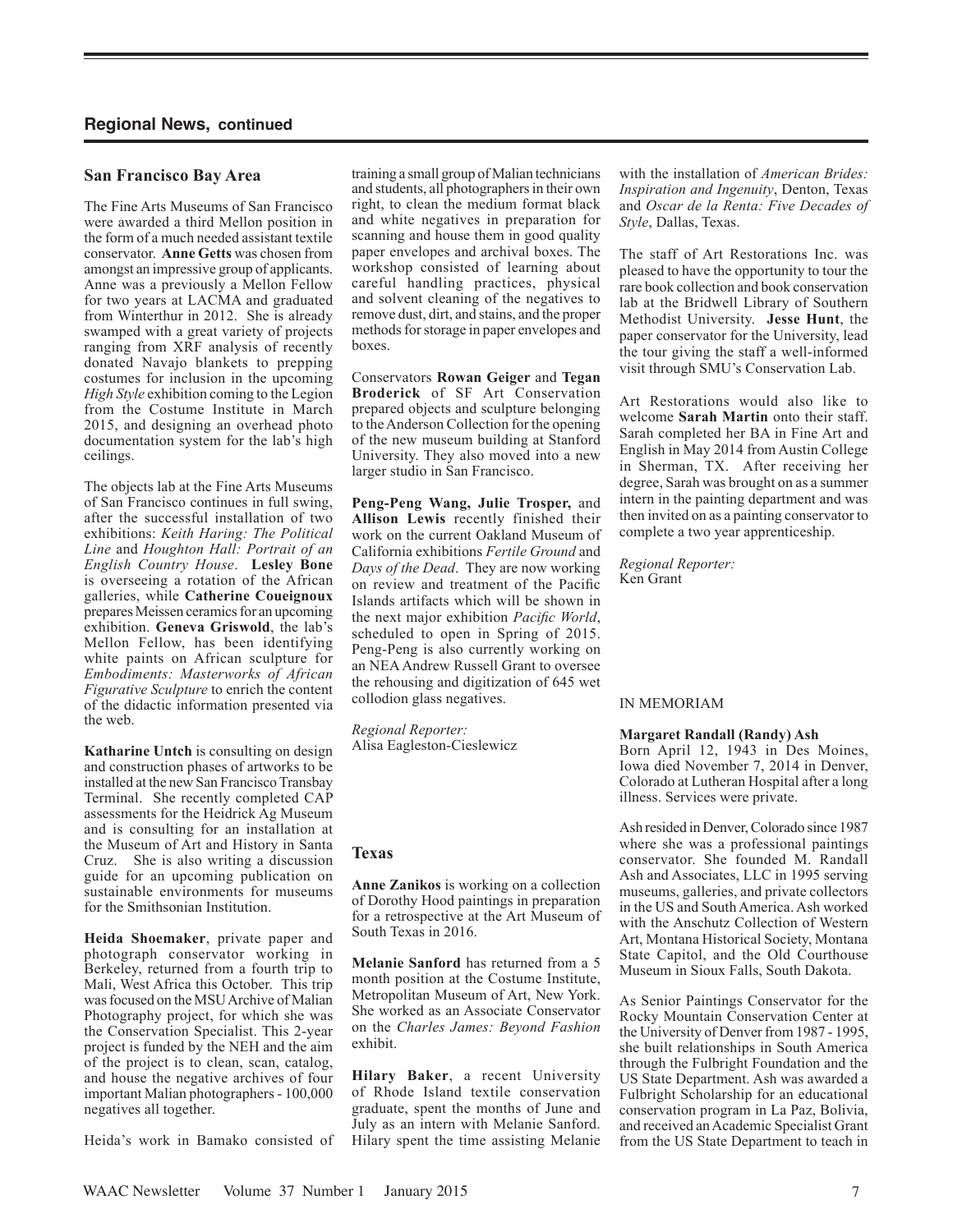## Regional News, continued

### San Francisco Bay Area

The Fine Arts Museums of San Francisco were awarded a third Mellon position in the form of a much needed assistant textile conservator. **Anne Getts** was chosen from amongst an impressive group of applicants. Anne was a previously a Mellon Fellow for two years at LACMA and graduated from Winterthur in 2012. She is already swamped with a great variety of projects ranging from XRF analysis of recently donated Navajo blankets to prepping costumes for inclusion in the upcoming *High Style* exhibition coming to the Legion from the Costume Institute in March 2015, and designing an overhead photo documentation system for the lab's high ceilings.

The objects lab at the Fine Arts Museums of San Francisco continues in full swing, after the successful installation of two exhibitions: *Keith Haring: The Political Line* and *Houghton Hall: Portrait of an English Country House*. **Lesley Bone** is overseeing a rotation of the African galleries, while **Catherine Coueignoux** prepares Meissen ceramics for an upcoming exhibition. **Geneva Griswold**, the lab's Mellon Fellow, has been identifying white paints on African sculpture for *Embodiments: Masterworks of African Figurative Sculpture* to enrich the content of the didactic information presented via the web.

**Katharine Untch** is consulting on design and construction phases of artworks to be installed at the new San Francisco Transbay Terminal. She recently completed CAP assessments for the Heidrick Ag Museum and is consulting for an installation at the Museum of Art and History in Santa Cruz. She is also writing a discussion guide for an upcoming publication on sustainable environments for museums for the Smithsonian Institution.

**Heida Shoemaker**, private paper and photograph conservator working in Berkeley, returned from a fourth trip to Mali, West Africa this October. This trip was focused on the MSU Archive of Malian Photography project, for which she was the Conservation Specialist. This 2-year project is funded by the NEH and the aim of the project is to clean, scan, catalog, and house the negative archives of four important Malian photographers - 100,000 negatives all together.

Heida's work in Bamako consisted of training a small group of Malian technicians and students, all photographers in their own right, to clean the medium format black and white negatives in preparation for scanning and house them in good quality paper envelopes and archival boxes. The workshop consisted of learning about careful handling practices, physical and solvent cleaning of the negatives to remove dust, dirt, and stains, and the proper methods for storage in paper envelopes and boxes.

Conservators **Rowan Geiger** and **Tegan Broderick** of SF Art Conservation prepared objects and sculpture belonging to the Anderson Collection for the opening of the new museum building at Stanford University. They also moved into a new larger studio in San Francisco.

**Peng-Peng Wang, Julie Trosper,** and **Allison Lewis** recently finished their work on the current Oakland Museum of California exhibitions *Fertile Ground* and *Days of the Dead*. They are now working on review and treatment of the Pacific Islands artifacts which will be shown in the next major exhibition *Pacific World*, scheduled to open in Spring of 2015. Peng-Peng is also currently working on an NEA Andrew Russell Grant to oversee the rehousing and digitization of 645 wet collodion glass negatives.

*Regional Reporter:*
Alisa Eagleston-Cieslewicz

### Texas

**Anne Zanikos** is working on a collection of Dorothy Hood paintings in preparation for a retrospective at the Art Museum of South Texas in 2016.

**Melanie Sanford** has returned from a 5 month position at the Costume Institute, Metropolitan Museum of Art, New York. She worked as an Associate Conservator on the *Charles James: Beyond Fashion* exhibit.

**Hilary Baker**, a recent University of Rhode Island textile conservation graduate, spent the months of June and July as an intern with Melanie Sanford. Hilary spent the time assisting Melanie with the installation of *American Brides: Inspiration and Ingenuity*, Denton, Texas and *Oscar de la Renta: Five Decades of Style*, Dallas, Texas.

The staff of Art Restorations Inc. was pleased to have the opportunity to tour the rare book collection and book conservation lab at the Bridwell Library of Southern Methodist University. **Jesse Hunt**, the paper conservator for the University, lead the tour giving the staff a well-informed visit through SMU's Conservation Lab.

Art Restorations would also like to welcome **Sarah Martin** onto their staff. Sarah completed her BA in Fine Art and English in May 2014 from Austin College in Sherman, TX. After receiving her degree, Sarah was brought on as a summer intern in the painting department and was then invited on as a painting conservator to complete a two year apprenticeship.

*Regional Reporter:*
Ken Grant

IN MEMORIAM

**Margaret Randall (Randy) Ash**
Born April 12, 1943 in Des Moines, Iowa died November 7, 2014 in Denver, Colorado at Lutheran Hospital after a long illness. Services were private.

Ash resided in Denver, Colorado since 1987 where she was a professional paintings conservator. She founded M. Randall Ash and Associates, LLC in 1995 serving museums, galleries, and private collectors in the US and South America. Ash worked with the Anschutz Collection of Western Art, Montana Historical Society, Montana State Capitol, and the Old Courthouse Museum in Sioux Falls, South Dakota.

As Senior Paintings Conservator for the Rocky Mountain Conservation Center at the University of Denver from 1987 - 1995, she built relationships in South America through the Fulbright Foundation and the US State Department. Ash was awarded a Fulbright Scholarship for an educational conservation program in La Paz, Bolivia, and received an Academic Specialist Grant from the US State Department to teach in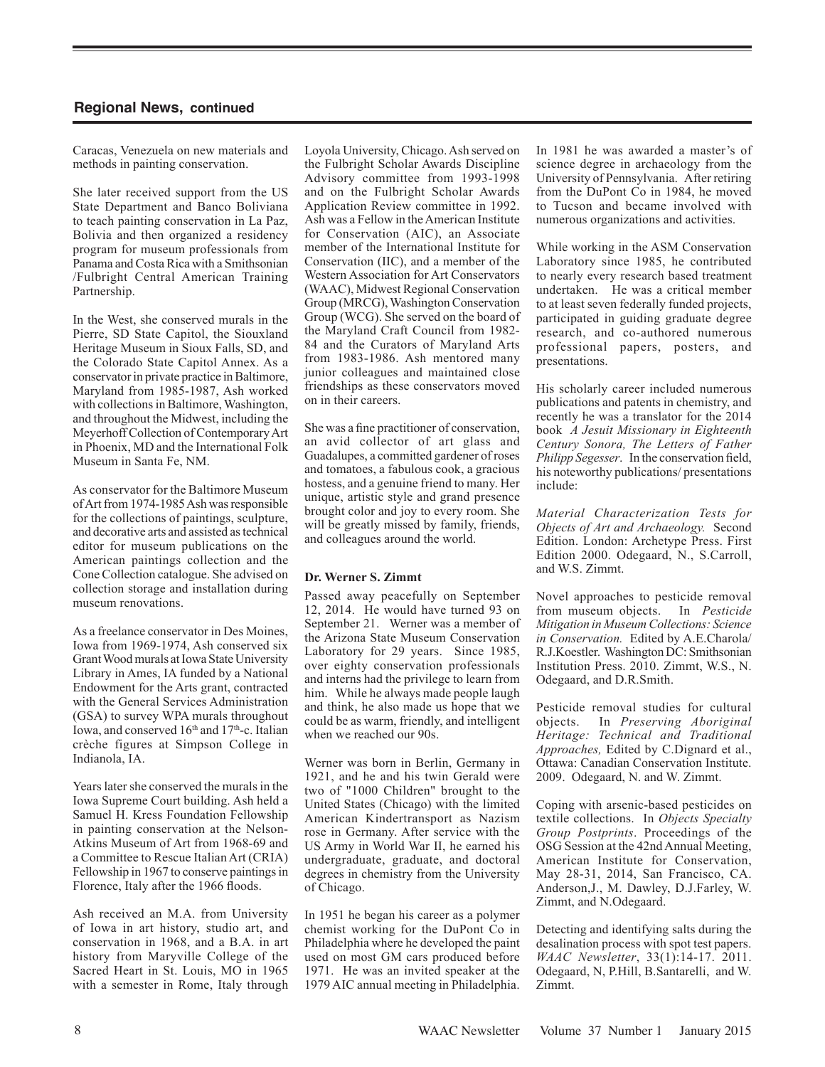## Regional News, continued

Caracas, Venezuela on new materials and methods in painting conservation.

She later received support from the US State Department and Banco Boliviana to teach painting conservation in La Paz, Bolivia and then organized a residency program for museum professionals from Panama and Costa Rica with a Smithsonian /Fulbright Central American Training Partnership.

In the West, she conserved murals in the Pierre, SD State Capitol, the Siouxland Heritage Museum in Sioux Falls, SD, and the Colorado State Capitol Annex. As a conservator in private practice in Baltimore, Maryland from 1985-1987, Ash worked with collections in Baltimore, Washington, and throughout the Midwest, including the Meyerhoff Collection of Contemporary Art in Phoenix, MD and the International Folk Museum in Santa Fe, NM.

As conservator for the Baltimore Museum of Art from 1974-1985 Ash was responsible for the collections of paintings, sculpture, and decorative arts and assisted as technical editor for museum publications on the American paintings collection and the Cone Collection catalogue. She advised on collection storage and installation during museum renovations.

As a freelance conservator in Des Moines, Iowa from 1969-1974, Ash conserved six Grant Wood murals at Iowa State University Library in Ames, IA funded by a National Endowment for the Arts grant, contracted with the General Services Administration (GSA) to survey WPA murals throughout Iowa, and conserved 16th and 17th-c. Italian crèche figures at Simpson College in Indianola, IA.

Years later she conserved the murals in the Iowa Supreme Court building. Ash held a Samuel H. Kress Foundation Fellowship in painting conservation at the Nelson-Atkins Museum of Art from 1968-69 and a Committee to Rescue Italian Art (CRIA) Fellowship in 1967 to conserve paintings in Florence, Italy after the 1966 floods.

Ash received an M.A. from University of Iowa in art history, studio art, and conservation in 1968, and a B.A. in art history from Maryville College of the Sacred Heart in St. Louis, MO in 1965 with a semester in Rome, Italy through Loyola University, Chicago. Ash served on the Fulbright Scholar Awards Discipline Advisory committee from 1993-1998 and on the Fulbright Scholar Awards Application Review committee in 1992. Ash was a Fellow in the American Institute for Conservation (AIC), an Associate member of the International Institute for Conservation (IIC), and a member of the Western Association for Art Conservators (WAAC), Midwest Regional Conservation Group (MRCG), Washington Conservation Group (WCG). She served on the board of the Maryland Craft Council from 1982-84 and the Curators of Maryland Arts from 1983-1986. Ash mentored many junior colleagues and maintained close friendships as these conservators moved on in their careers.

She was a fine practitioner of conservation, an avid collector of art glass and Guadalupes, a committed gardener of roses and tomatoes, a fabulous cook, a gracious hostess, and a genuine friend to many. Her unique, artistic style and grand presence brought color and joy to every room. She will be greatly missed by family, friends, and colleagues around the world.

**Dr. Werner S. Zimmt**

Passed away peacefully on September 12, 2014. He would have turned 93 on September 21. Werner was a member of the Arizona State Museum Conservation Laboratory for 29 years. Since 1985, over eighty conservation professionals and interns had the privilege to learn from him. While he always made people laugh and think, he also made us hope that we could be as warm, friendly, and intelligent when we reached our 90s.

Werner was born in Berlin, Germany in 1921, and he and his twin Gerald were two of "1000 Children" brought to the United States (Chicago) with the limited American Kindertransport as Nazism rose in Germany. After service with the US Army in World War II, he earned his undergraduate, graduate, and doctoral degrees in chemistry from the University of Chicago.

In 1951 he began his career as a polymer chemist working for the DuPont Co in Philadelphia where he developed the paint used on most GM cars produced before 1971. He was an invited speaker at the 1979 AIC annual meeting in Philadelphia.

In 1981 he was awarded a master's of science degree in archaeology from the University of Pennsylvania. After retiring from the DuPont Co in 1984, he moved to Tucson and became involved with numerous organizations and activities.

While working in the ASM Conservation Laboratory since 1985, he contributed to nearly every research based treatment undertaken. He was a critical member to at least seven federally funded projects, participated in guiding graduate degree research, and co-authored numerous professional papers, posters, and presentations.

His scholarly career included numerous publications and patents in chemistry, and recently he was a translator for the 2014 book *A Jesuit Missionary in Eighteenth Century Sonora, The Letters of Father Philipp Segesser*. In the conservation field, his noteworthy publications/ presentations include:

*Material Characterization Tests for Objects of Art and Archaeology.* Second Edition. London: Archetype Press. First Edition 2000. Odegaard, N., S.Carroll, and W.S. Zimmt.

Novel approaches to pesticide removal from museum objects. In *Pesticide Mitigation in Museum Collections: Science in Conservation.* Edited by A.E.Charola/ R.J.Koestler. Washington DC: Smithsonian Institution Press. 2010. Zimmt, W.S., N. Odegaard, and D.R.Smith.

Pesticide removal studies for cultural objects. In *Preserving Aboriginal Heritage: Technical and Traditional Approaches,* Edited by C.Dignard et al., Ottawa: Canadian Conservation Institute. 2009. Odegaard, N. and W. Zimmt.

Coping with arsenic-based pesticides on textile collections. In *Objects Specialty Group Postprints*. Proceedings of the OSG Session at the 42nd Annual Meeting, American Institute for Conservation, May 28-31, 2014, San Francisco, CA. Anderson,J., M. Dawley, D.J.Farley, W. Zimmt, and N.Odegaard.

Detecting and identifying salts during the desalination process with spot test papers. *WAAC Newsletter*, 33(1):14-17. 2011. Odegaard, N, P.Hill, B.Santarelli, and W. Zimmt.